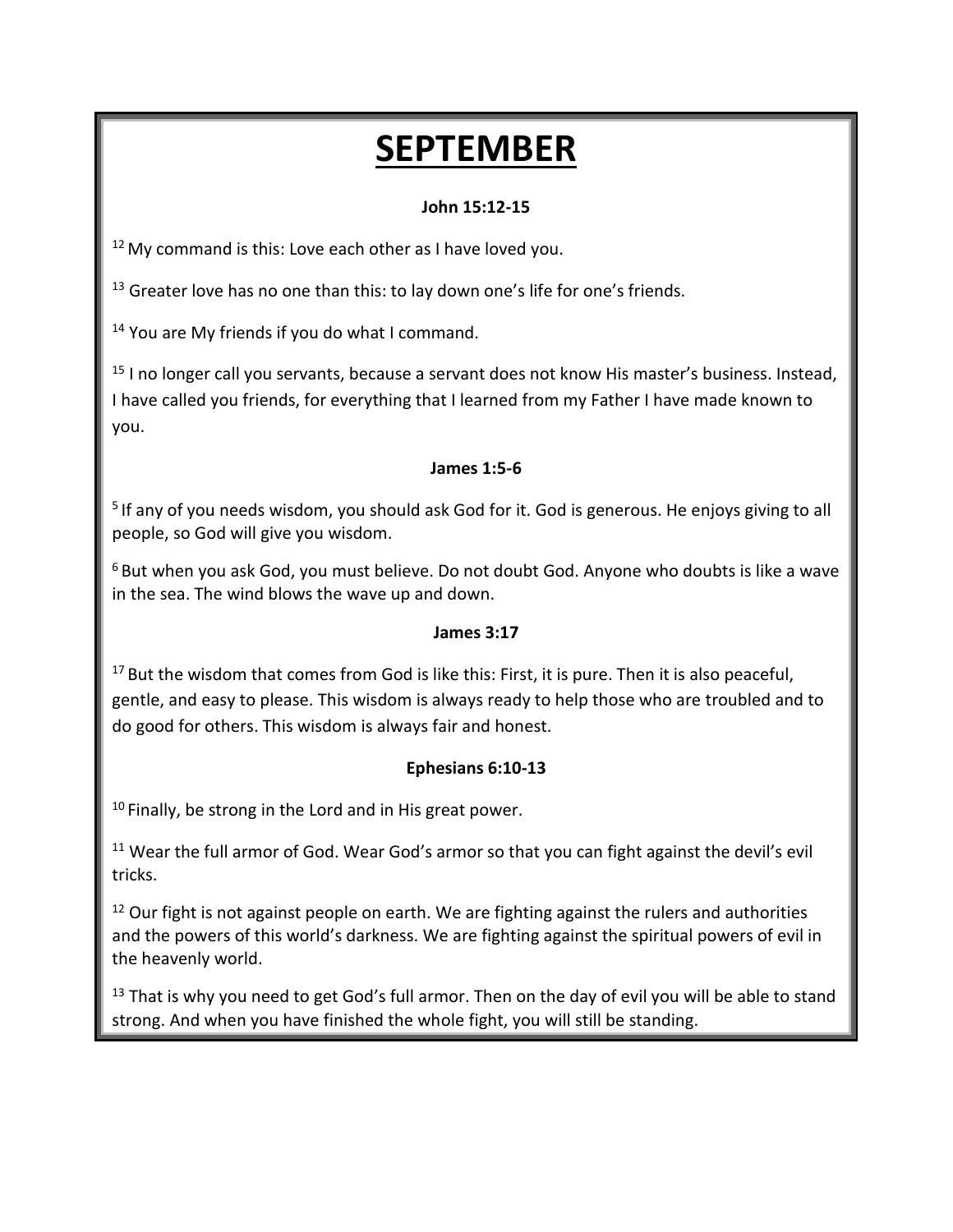# SEPTEMBER

**John 15:12-15**

[12] My command is this: Love each other as I have loved you.

[13] Greater love has no one than this: to lay down one's life for one's friends.

[14] You are My friends if you do what I command.

[15] I no longer call you servants, because a servant does not know His master's business. Instead, I have called you friends, for everything that I learned from my Father I have made known to you.

**James 1:5-6**

[5] If any of you needs wisdom, you should ask God for it. God is generous. He enjoys giving to all people, so God will give you wisdom.

[6] But when you ask God, you must believe. Do not doubt God. Anyone who doubts is like a wave in the sea. The wind blows the wave up and down.

**James 3:17**

[17] But the wisdom that comes from God is like this: First, it is pure. Then it is also peaceful, gentle, and easy to please. This wisdom is always ready to help those who are troubled and to do good for others. This wisdom is always fair and honest.

**Ephesians 6:10-13**

[10] Finally, be strong in the Lord and in His great power.

[11] Wear the full armor of God. Wear God's armor so that you can fight against the devil's evil tricks.

[12] Our fight is not against people on earth. We are fighting against the rulers and authorities and the powers of this world's darkness. We are fighting against the spiritual powers of evil in the heavenly world.

[13] That is why you need to get God's full armor. Then on the day of evil you will be able to stand strong. And when you have finished the whole fight, you will still be standing.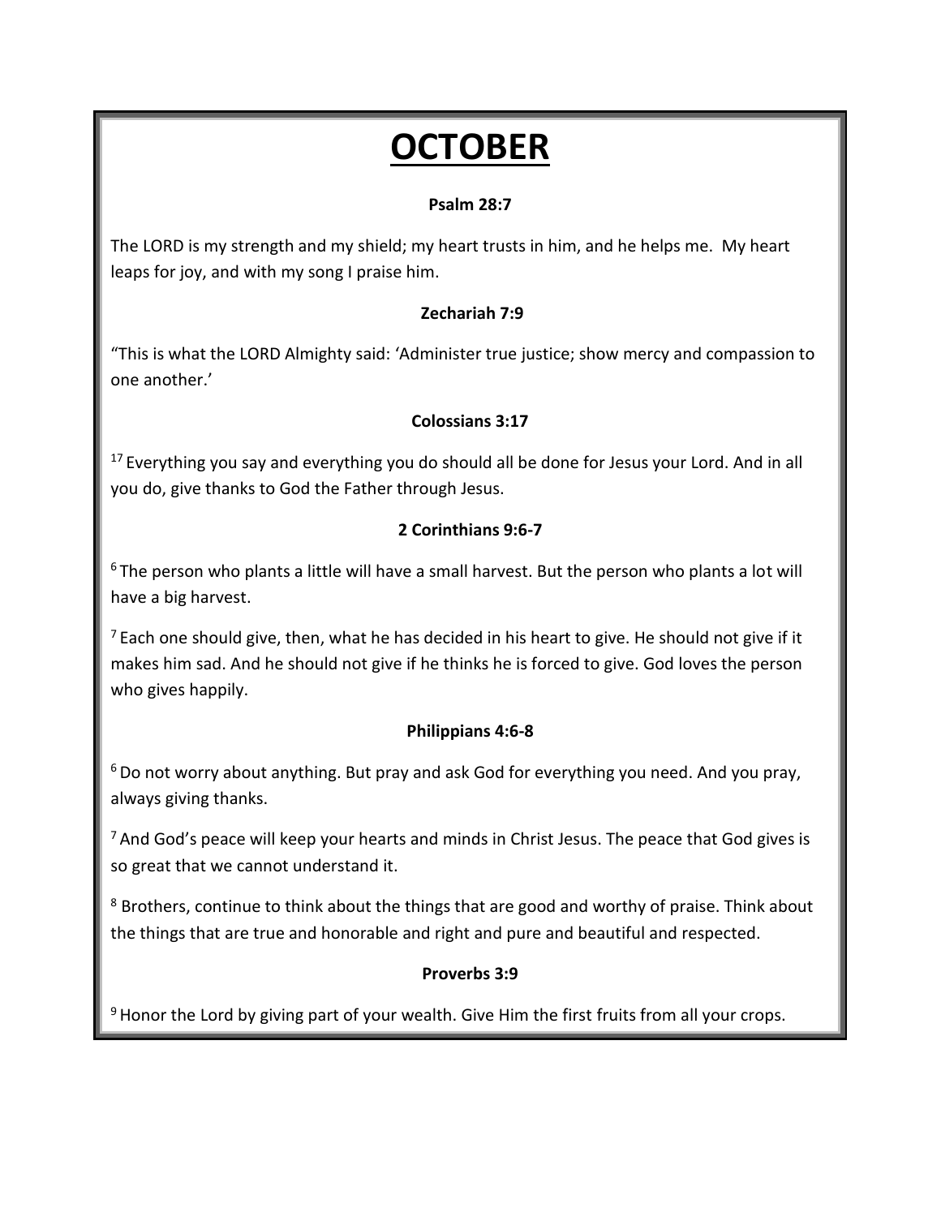# OCTOBER

**Psalm 28:7**

The LORD is my strength and my shield; my heart trusts in him, and he helps me. My heart leaps for joy, and with my song I praise him.

**Zechariah 7:9**

"This is what the LORD Almighty said: 'Administer true justice; show mercy and compassion to one another.'

**Colossians 3:17**

[17] Everything you say and everything you do should all be done for Jesus your Lord. And in all you do, give thanks to God the Father through Jesus.

**2 Corinthians 9:6-7**

[6] The person who plants a little will have a small harvest. But the person who plants a lot will have a big harvest.

[7] Each one should give, then, what he has decided in his heart to give. He should not give if it makes him sad. And he should not give if he thinks he is forced to give. God loves the person who gives happily.

**Philippians 4:6-8**

[6] Do not worry about anything. But pray and ask God for everything you need. And you pray, always giving thanks.

[7] And God's peace will keep your hearts and minds in Christ Jesus. The peace that God gives is so great that we cannot understand it.

[8] Brothers, continue to think about the things that are good and worthy of praise. Think about the things that are true and honorable and right and pure and beautiful and respected.

**Proverbs 3:9**

[9] Honor the Lord by giving part of your wealth. Give Him the first fruits from all your crops.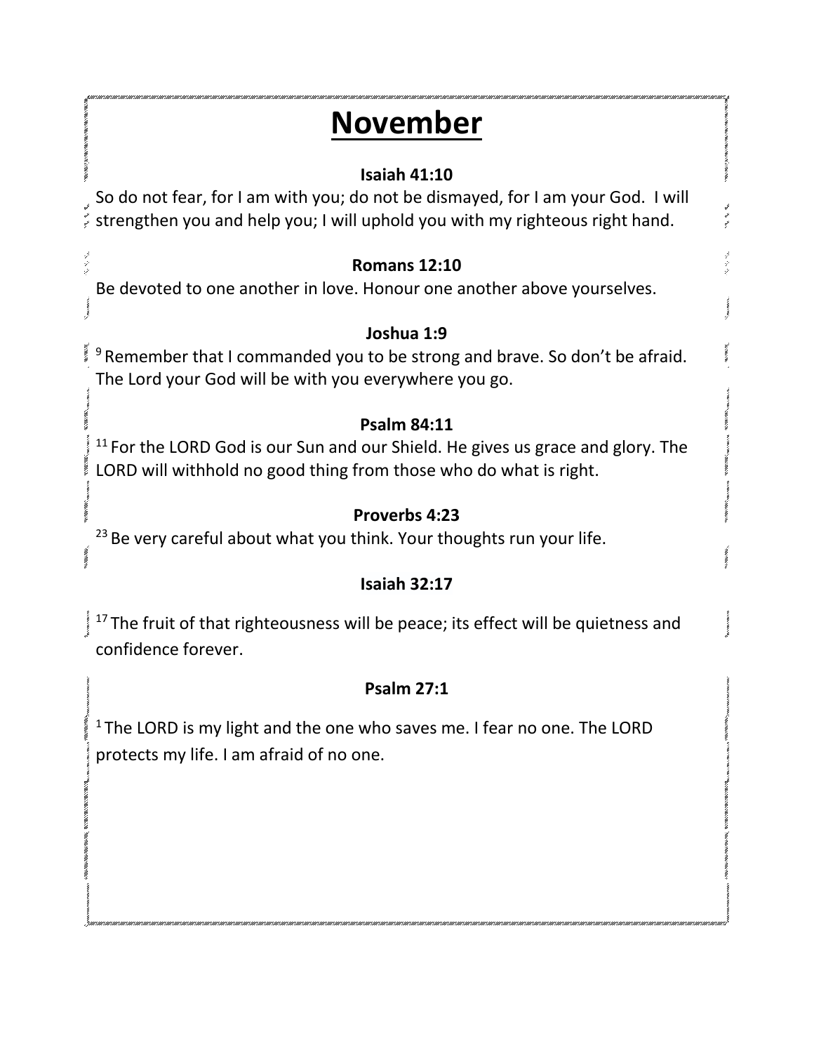# November

**Isaiah 41:10**

So do not fear, for I am with you; do not be dismayed, for I am your God.  I will strengthen you and help you; I will uphold you with my righteous right hand.

**Romans 12:10**

Be devoted to one another in love. Honour one another above yourselves.

**Joshua 1:9**

[9] Remember that I commanded you to be strong and brave. So don't be afraid. The Lord your God will be with you everywhere you go.

**Psalm 84:11**

[11] For the LORD God is our Sun and our Shield. He gives us grace and glory. The LORD will withhold no good thing from those who do what is right.

**Proverbs 4:23**

[23] Be very careful about what you think. Your thoughts run your life.

**Isaiah 32:17**

[17] The fruit of that righteousness will be peace; its effect will be quietness and confidence forever.

**Psalm 27:1**

[1] The LORD is my light and the one who saves me. I fear no one. The LORD protects my life. I am afraid of no one.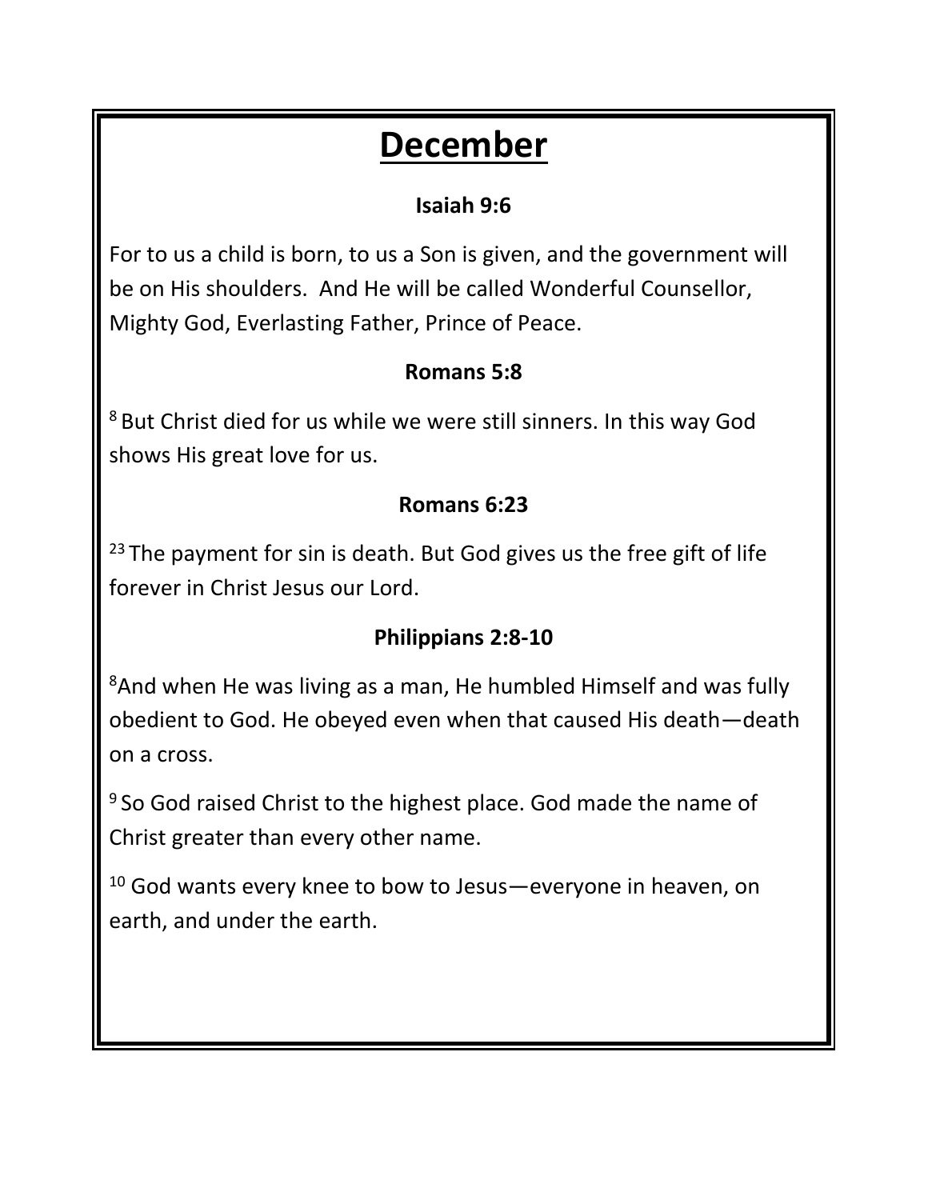# December

**Isaiah 9:6**

For to us a child is born, to us a Son is given, and the government will be on His shoulders. And He will be called Wonderful Counsellor, Mighty God, Everlasting Father, Prince of Peace.

**Romans 5:8**

[8] But Christ died for us while we were still sinners. In this way God shows His great love for us.

**Romans 6:23**

[23] The payment for sin is death. But God gives us the free gift of life forever in Christ Jesus our Lord.

**Philippians 2:8-10**

[8] And when He was living as a man, He humbled Himself and was fully obedient to God. He obeyed even when that caused His death—death on a cross.

[9] So God raised Christ to the highest place. God made the name of Christ greater than every other name.

[10] God wants every knee to bow to Jesus—everyone in heaven, on earth, and under the earth.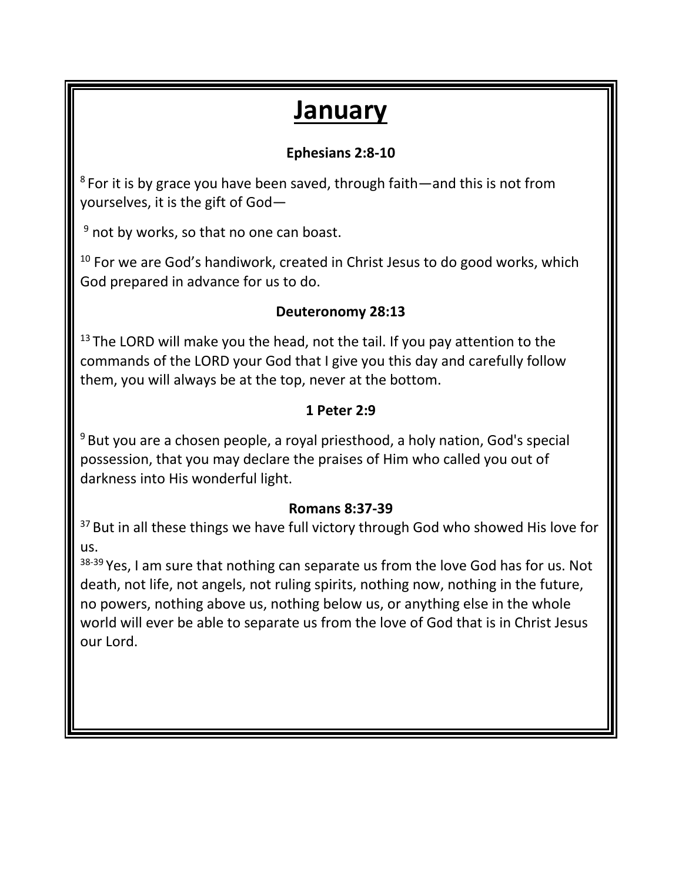# January

### Ephesians 2:8-10

[8] For it is by grace you have been saved, through faith—and this is not from yourselves, it is the gift of God—

[9] not by works, so that no one can boast.

[10] For we are God's handiwork, created in Christ Jesus to do good works, which God prepared in advance for us to do.

### Deuteronomy 28:13

[13] The LORD will make you the head, not the tail. If you pay attention to the commands of the LORD your God that I give you this day and carefully follow them, you will always be at the top, never at the bottom.

### 1 Peter 2:9

[9] But you are a chosen people, a royal priesthood, a holy nation, God's special possession, that you may declare the praises of Him who called you out of darkness into His wonderful light.

### Romans 8:37-39

[37] But in all these things we have full victory through God who showed His love for us.

[38-39] Yes, I am sure that nothing can separate us from the love God has for us. Not death, not life, not angels, not ruling spirits, nothing now, nothing in the future, no powers, nothing above us, nothing below us, or anything else in the whole world will ever be able to separate us from the love of God that is in Christ Jesus our Lord.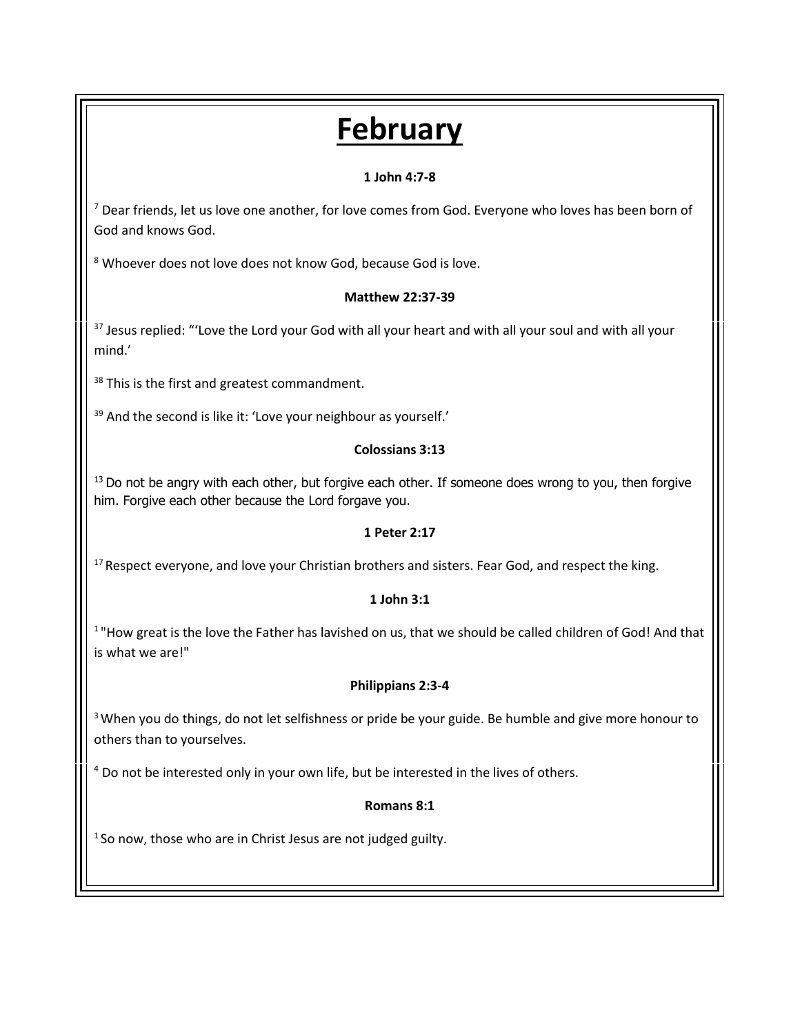# February

**1 John 4:7-8**

[7] Dear friends, let us love one another, for love comes from God. Everyone who loves has been born of God and knows God.

[8] Whoever does not love does not know God, because God is love.

**Matthew 22:37-39**

[37] Jesus replied: "'Love the Lord your God with all your heart and with all your soul and with all your mind.'

[38] This is the first and greatest commandment.

[39] And the second is like it: 'Love your neighbour as yourself.'

**Colossians 3:13**

[13] Do not be angry with each other, but forgive each other. If someone does wrong to you, then forgive him. Forgive each other because the Lord forgave you.

**1 Peter 2:17**

[17] Respect everyone, and love your Christian brothers and sisters. Fear God, and respect the king.

**1 John 3:1**

[1] "How great is the love the Father has lavished on us, that we should be called children of God! And that is what we are!"

**Philippians 2:3-4**

[3] When you do things, do not let selfishness or pride be your guide. Be humble and give more honour to others than to yourselves.

[4] Do not be interested only in your own life, but be interested in the lives of others.

**Romans 8:1**

[1] So now, those who are in Christ Jesus are not judged guilty.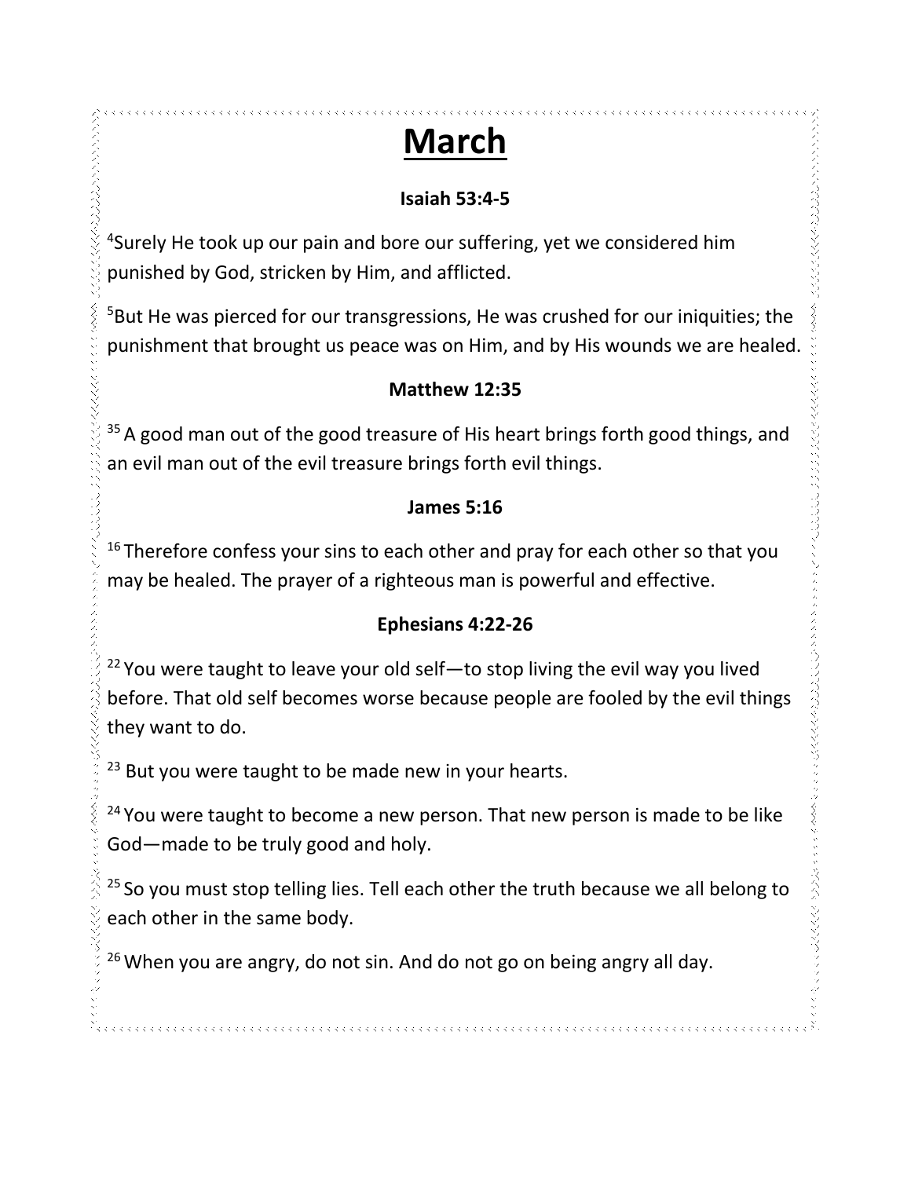# March

**Isaiah 53:4-5**

[4]Surely He took up our pain and bore our suffering, yet we considered him punished by God, stricken by Him, and afflicted.

[5]But He was pierced for our transgressions, He was crushed for our iniquities; the punishment that brought us peace was on Him, and by His wounds we are healed.

**Matthew 12:35**

[35] A good man out of the good treasure of His heart brings forth good things, and an evil man out of the evil treasure brings forth evil things.

**James 5:16**

[16] Therefore confess your sins to each other and pray for each other so that you may be healed. The prayer of a righteous man is powerful and effective.

**Ephesians 4:22-26**

[22] You were taught to leave your old self—to stop living the evil way you lived before. That old self becomes worse because people are fooled by the evil things they want to do.

[23] But you were taught to be made new in your hearts.

[24] You were taught to become a new person. That new person is made to be like God—made to be truly good and holy.

[25] So you must stop telling lies. Tell each other the truth because we all belong to each other in the same body.

[26] When you are angry, do not sin. And do not go on being angry all day.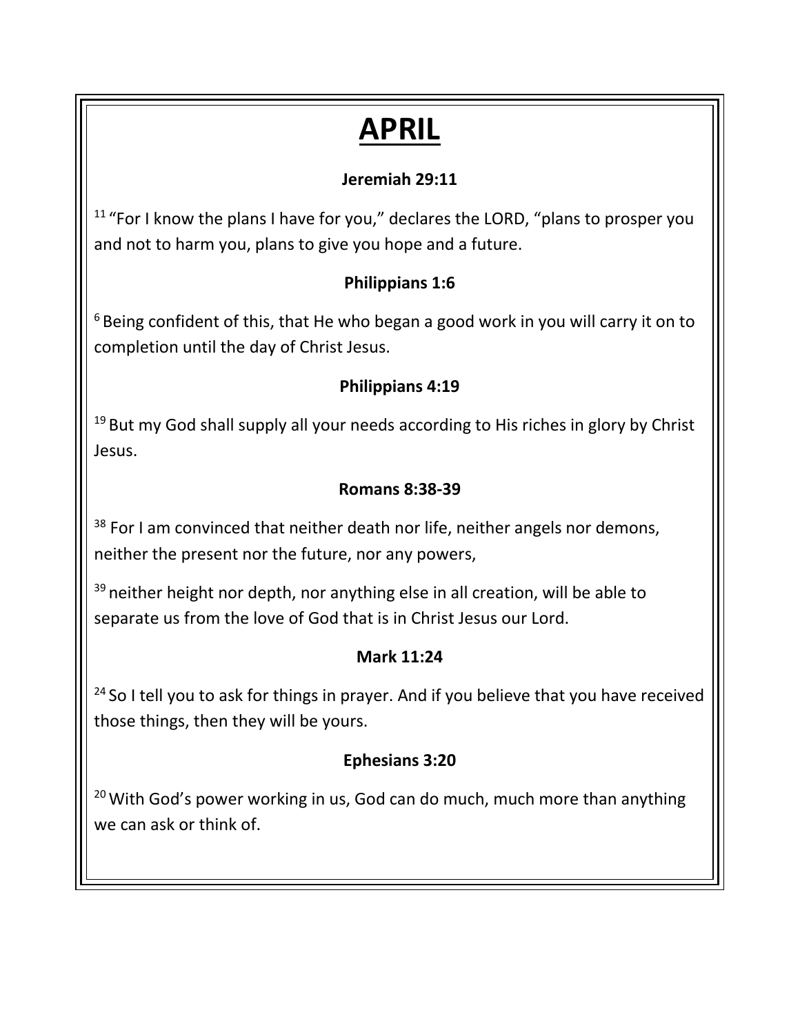# APRIL

**Jeremiah 29:11**

[11] "For I know the plans I have for you," declares the LORD, "plans to prosper you and not to harm you, plans to give you hope and a future.

**Philippians 1:6**

[6] Being confident of this, that He who began a good work in you will carry it on to completion until the day of Christ Jesus.

**Philippians 4:19**

[19] But my God shall supply all your needs according to His riches in glory by Christ Jesus.

**Romans 8:38-39**

[38] For I am convinced that neither death nor life, neither angels nor demons, neither the present nor the future, nor any powers,

[39] neither height nor depth, nor anything else in all creation, will be able to separate us from the love of God that is in Christ Jesus our Lord.

**Mark 11:24**

[24] So I tell you to ask for things in prayer. And if you believe that you have received those things, then they will be yours.

**Ephesians 3:20**

[20] With God's power working in us, God can do much, much more than anything we can ask or think of.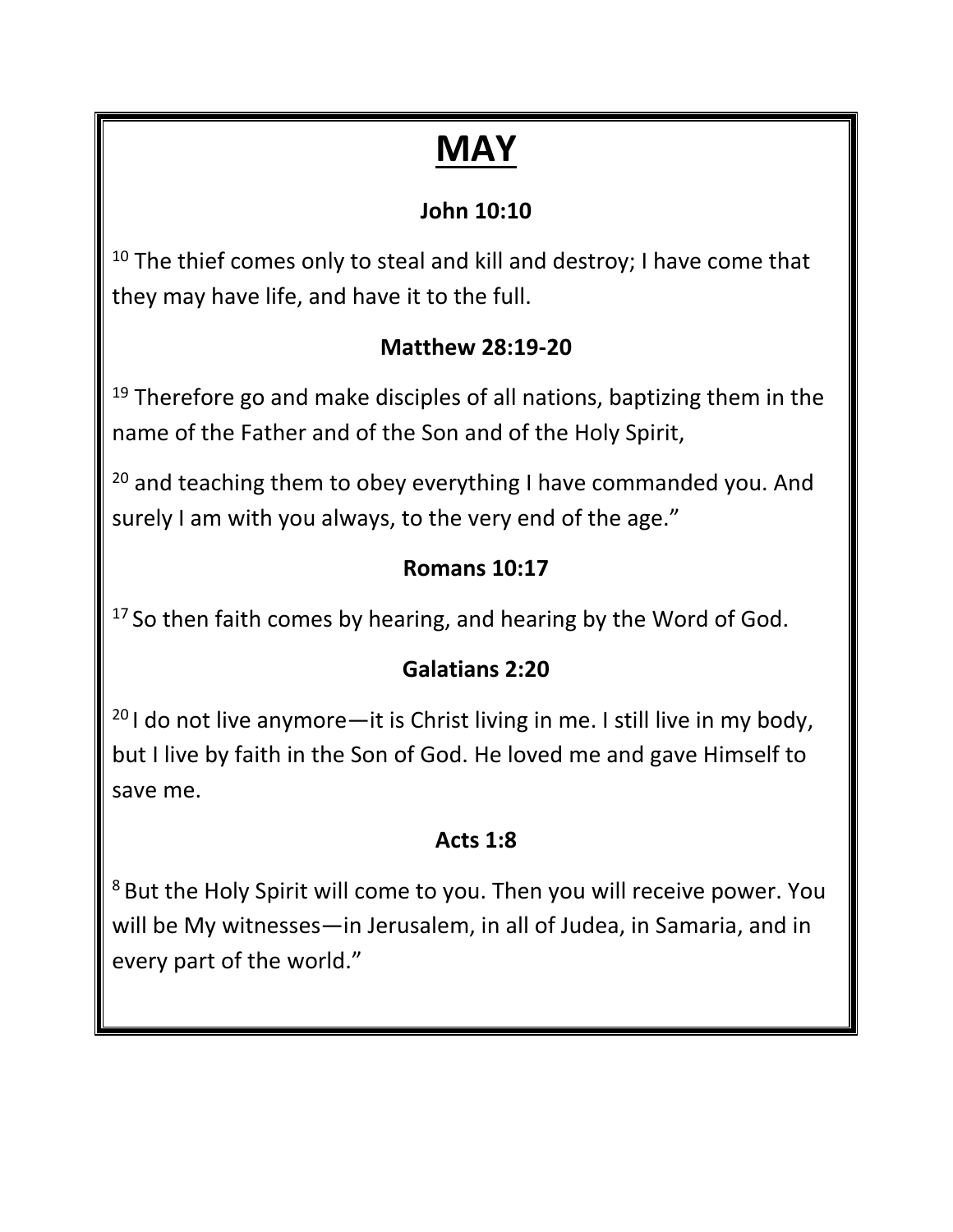# MAY

### John 10:10

[10] The thief comes only to steal and kill and destroy; I have come that they may have life, and have it to the full.

### Matthew 28:19-20

[19] Therefore go and make disciples of all nations, baptizing them in the name of the Father and of the Son and of the Holy Spirit,

[20] and teaching them to obey everything I have commanded you. And surely I am with you always, to the very end of the age."

### Romans 10:17

[17] So then faith comes by hearing, and hearing by the Word of God.

### Galatians 2:20

[20] I do not live anymore—it is Christ living in me. I still live in my body, but I live by faith in the Son of God. He loved me and gave Himself to save me.

### Acts 1:8

[8] But the Holy Spirit will come to you. Then you will receive power. You will be My witnesses—in Jerusalem, in all of Judea, in Samaria, and in every part of the world."